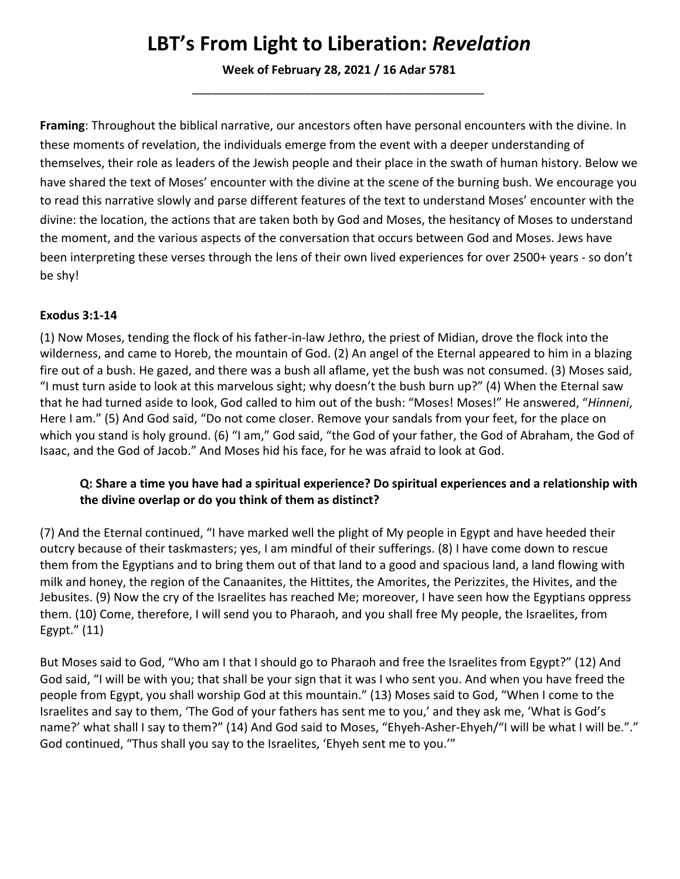# LBT's From Light to Liberation: *Revelation*

**Week of February 28, 2021 / 16 Adar 5781**

---

**Framing**: Throughout the biblical narrative, our ancestors often have personal encounters with the divine. In these moments of revelation, the individuals emerge from the event with a deeper understanding of themselves, their role as leaders of the Jewish people and their place in the swath of human history. Below we have shared the text of Moses' encounter with the divine at the scene of the burning bush. We encourage you to read this narrative slowly and parse different features of the text to understand Moses' encounter with the divine: the location, the actions that are taken both by God and Moses, the hesitancy of Moses to understand the moment, and the various aspects of the conversation that occurs between God and Moses. Jews have been interpreting these verses through the lens of their own lived experiences for over 2500+ years - so don't be shy!

**Exodus 3:1-14**

(1) Now Moses, tending the flock of his father-in-law Jethro, the priest of Midian, drove the flock into the wilderness, and came to Horeb, the mountain of God. (2) An angel of the Eternal appeared to him in a blazing fire out of a bush. He gazed, and there was a bush all aflame, yet the bush was not consumed. (3) Moses said, "I must turn aside to look at this marvelous sight; why doesn't the bush burn up?" (4) When the Eternal saw that he had turned aside to look, God called to him out of the bush: "Moses! Moses!" He answered, "*Hinneni*, Here I am." (5) And God said, "Do not come closer. Remove your sandals from your feet, for the place on which you stand is holy ground. (6) "I am," God said, "the God of your father, the God of Abraham, the God of Isaac, and the God of Jacob." And Moses hid his face, for he was afraid to look at God.

> **Q: Share a time you have had a spiritual experience? Do spiritual experiences and a relationship with the divine overlap or do you think of them as distinct?**

(7) And the Eternal continued, "I have marked well the plight of My people in Egypt and have heeded their outcry because of their taskmasters; yes, I am mindful of their sufferings. (8) I have come down to rescue them from the Egyptians and to bring them out of that land to a good and spacious land, a land flowing with milk and honey, the region of the Canaanites, the Hittites, the Amorites, the Perizzites, the Hivites, and the Jebusites. (9) Now the cry of the Israelites has reached Me; moreover, I have seen how the Egyptians oppress them. (10) Come, therefore, I will send you to Pharaoh, and you shall free My people, the Israelites, from Egypt." (11)

But Moses said to God, "Who am I that I should go to Pharaoh and free the Israelites from Egypt?" (12) And God said, "I will be with you; that shall be your sign that it was I who sent you. And when you have freed the people from Egypt, you shall worship God at this mountain." (13) Moses said to God, "When I come to the Israelites and say to them, 'The God of your fathers has sent me to you,' and they ask me, 'What is God's name?' what shall I say to them?" (14) And God said to Moses, "Ehyeh-Asher-Ehyeh/"I will be what I will be."." God continued, "Thus shall you say to the Israelites, 'Ehyeh sent me to you.'"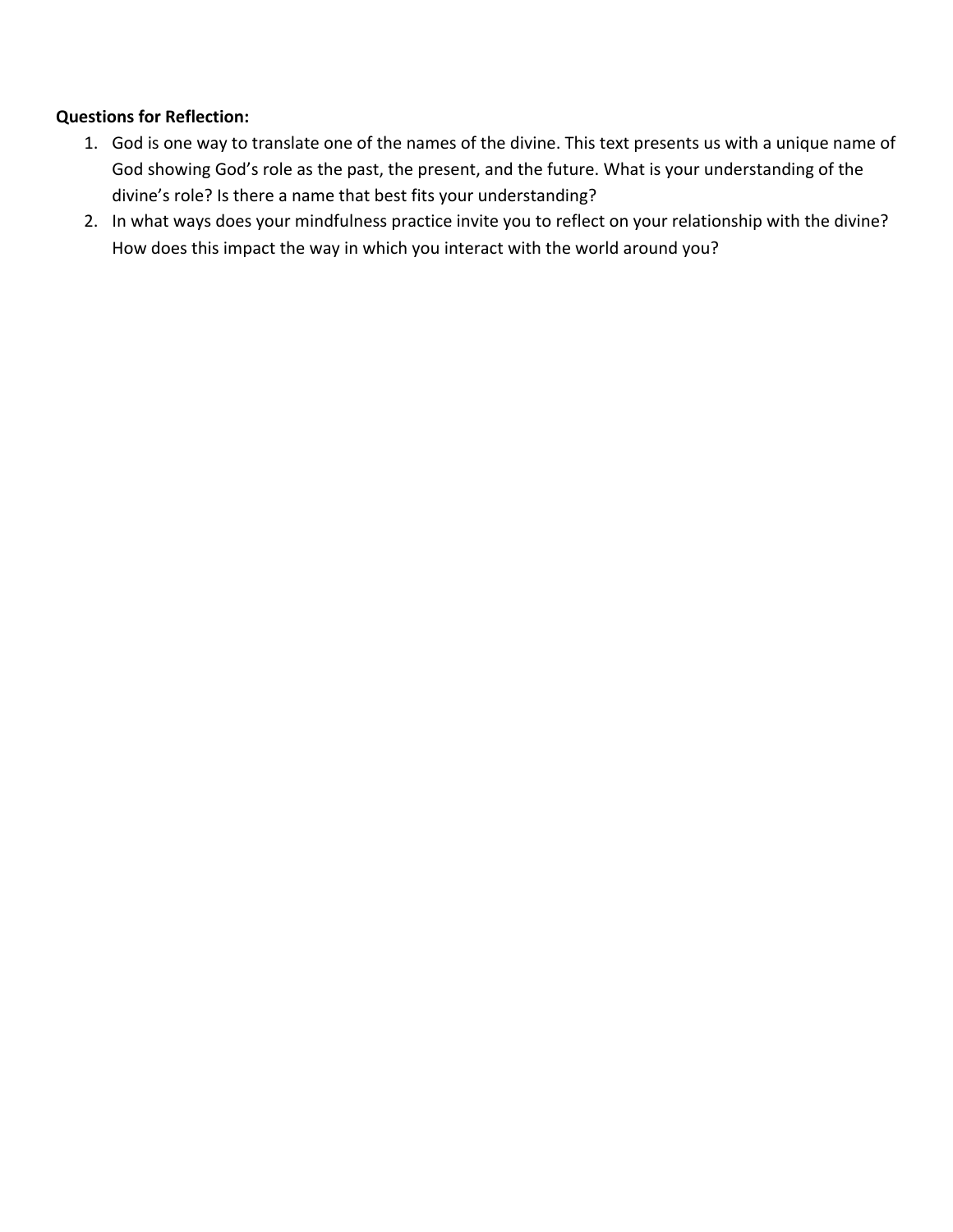**Questions for Reflection:**

1. God is one way to translate one of the names of the divine. This text presents us with a unique name of God showing God's role as the past, the present, and the future. What is your understanding of the divine's role? Is there a name that best fits your understanding?
2. In what ways does your mindfulness practice invite you to reflect on your relationship with the divine? How does this impact the way in which you interact with the world around you?